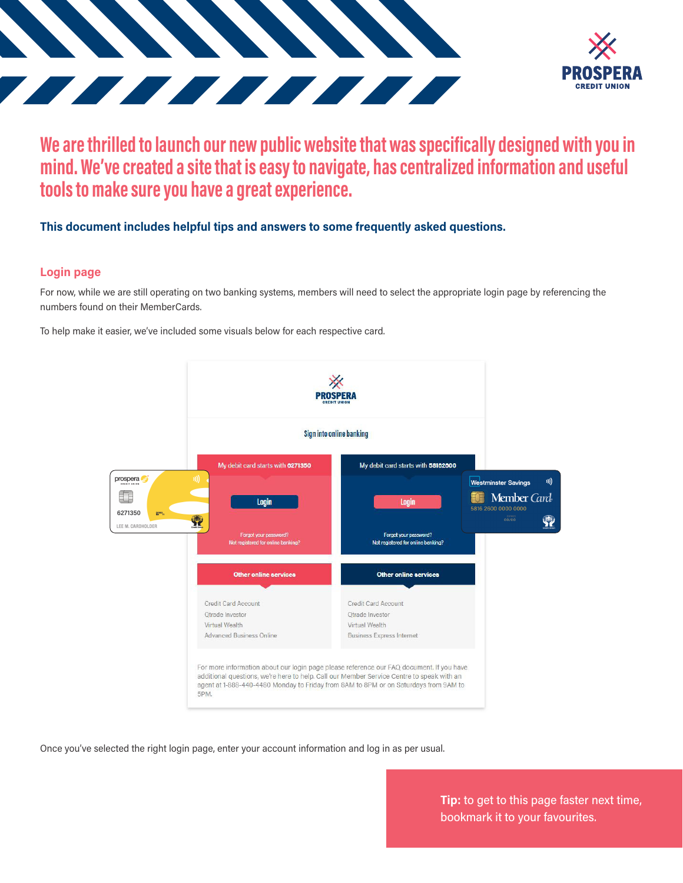# We are thrilled to launch our new public website that was specifically designed with you in mind. We've created a site that is easy to navigate, has centralized information and useful tools to make sure you have a great experience.

**This document includes helpful tips and answers to some frequently asked questions.**

## Login page

For now, while we are still operating on two banking systems, members will need to select the appropriate login page by referencing the numbers found on their MemberCards.

To help make it easier, we've included some visuals below for each respective card.

PROSPERA CREDIT UNION

Sign into online banking

| My debit card starts with **6271350** | My debit card starts with **58162600** |
| --- | --- |
| Login | Login |
| Forgot your password? Not registered for online banking? | Forgot your password? Not registered for online banking? |

| Other online services | Other online services |
| --- | --- |
| Credit Card Account | Credit Card Account |
| Qtrade Investor | Qtrade Investor |
| Virtual Wealth | Virtual Wealth |
| Advanced Business Online | Business Express Internet |

For more information about our login page please reference our FAQ document. If you have additional questions, we're here to help. Call our Member Service Centre to speak with an agent at 1-888-440-4480 Monday to Friday from 8AM to 8PM or on Saturdays from 9AM to 5PM.

Once you've selected the right login page, enter your account information and log in as per usual.

**Tip:** to get to this page faster next time, bookmark it to your favourites.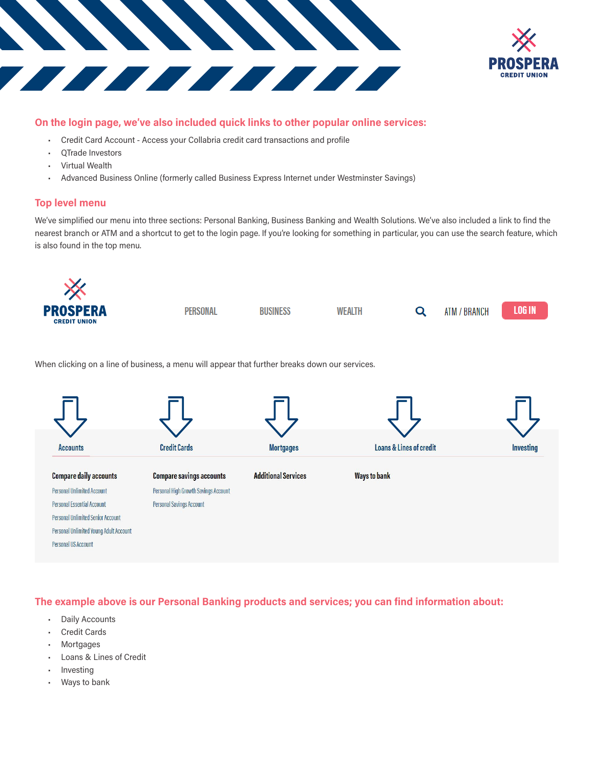## On the login page, we've also included quick links to other popular online services:

- Credit Card Account - Access your Collabria credit card transactions and profile
- QTrade Investors
- Virtual Wealth
- Advanced Business Online (formerly called Business Express Internet under Westminster Savings)

## Top level menu

We've simplified our menu into three sections: Personal Banking, Business Banking and Wealth Solutions. We've also included a link to find the nearest branch or ATM and a shortcut to get to the login page. If you're looking for something in particular, you can use the search feature, which is also found in the top menu.

PROSPERA CREDIT UNION | PERSONAL | BUSINESS | WEALTH | ATM / BRANCH | LOG IN

When clicking on a line of business, a menu will appear that further breaks down our services.

Accounts | Credit Cards | Mortgages | Loans & Lines of credit | Investing

**Compare daily accounts**
- Personal Unlimited Account
- Personal Essential Account
- Personal Unlimited Senior Account
- Personal Unlimited Young Adult Account
- Personal US Account

**Compare savings accounts**
- Personal High Growth Savings Account
- Personal Savings Account

**Additional Services**

**Ways to bank**

## The example above is our Personal Banking products and services; you can find information about:

- Daily Accounts
- Credit Cards
- Mortgages
- Loans & Lines of Credit
- Investing
- Ways to bank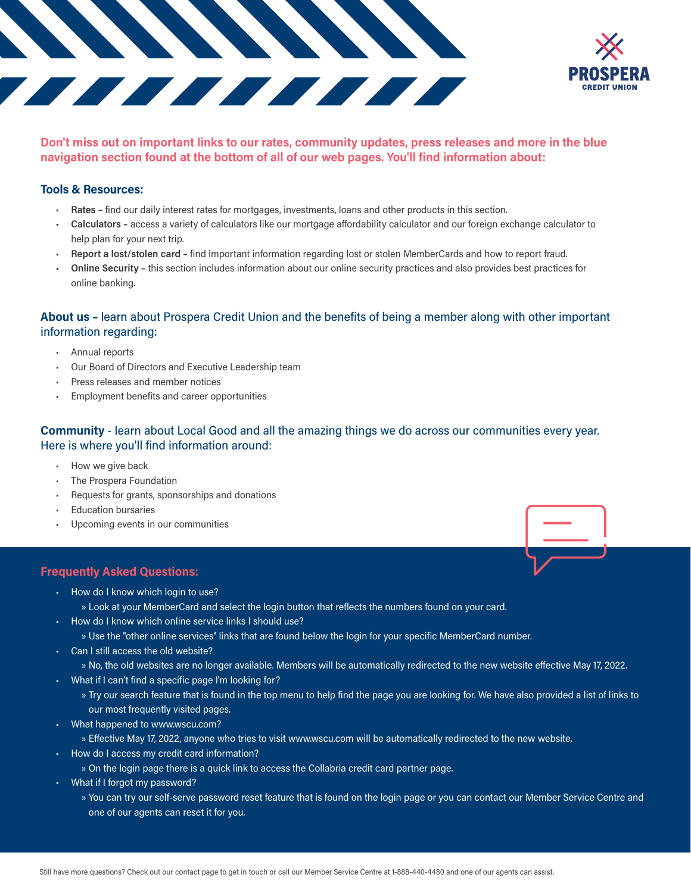**Don't miss out on important links to our rates, community updates, press releases and more in the blue navigation section found at the bottom of all of our web pages. You'll find information about:**

### Tools & Resources:

- **Rates –** find our daily interest rates for mortgages, investments, loans and other products in this section.
- **Calculators –** access a variety of calculators like our mortgage affordability calculator and our foreign exchange calculator to help plan for your next trip.
- **Report a lost/stolen card –** find important information regarding lost or stolen MemberCards and how to report fraud.
- **Online Security –** this section includes information about our online security practices and also provides best practices for online banking.

### About us – learn about Prospera Credit Union and the benefits of being a member along with other important information regarding:

- Annual reports
- Our Board of Directors and Executive Leadership team
- Press releases and member notices
- Employment benefits and career opportunities

### Community - learn about Local Good and all the amazing things we do across our communities every year. Here is where you'll find information around:

- How we give back
- The Prospera Foundation
- Requests for grants, sponsorships and donations
- Education bursaries
- Upcoming events in our communities

### Frequently Asked Questions:

- How do I know which login to use?
  - » Look at your MemberCard and select the login button that reflects the numbers found on your card.
- How do I know which online service links I should use?
  - » Use the "other online services" links that are found below the login for your specific MemberCard number.
- Can I still access the old website?
  - » No, the old websites are no longer available. Members will be automatically redirected to the new website effective May 17, 2022.
- What if I can't find a specific page I'm looking for?
  - » Try our search feature that is found in the top menu to help find the page you are looking for. We have also provided a list of links to our most frequently visited pages.
- What happened to www.wscu.com?
  - » Effective May 17, 2022, anyone who tries to visit www.wscu.com will be automatically redirected to the new website.
- How do I access my credit card information?
  - » On the login page there is a quick link to access the Collabria credit card partner page.
- What if I forgot my password?
  - » You can try our self-serve password reset feature that is found on the login page or you can contact our Member Service Centre and one of our agents can reset it for you.

Still have more questions? Check out our contact page to get in touch or call our Member Service Centre at 1-888-440-4480 and one of our agents can assist.